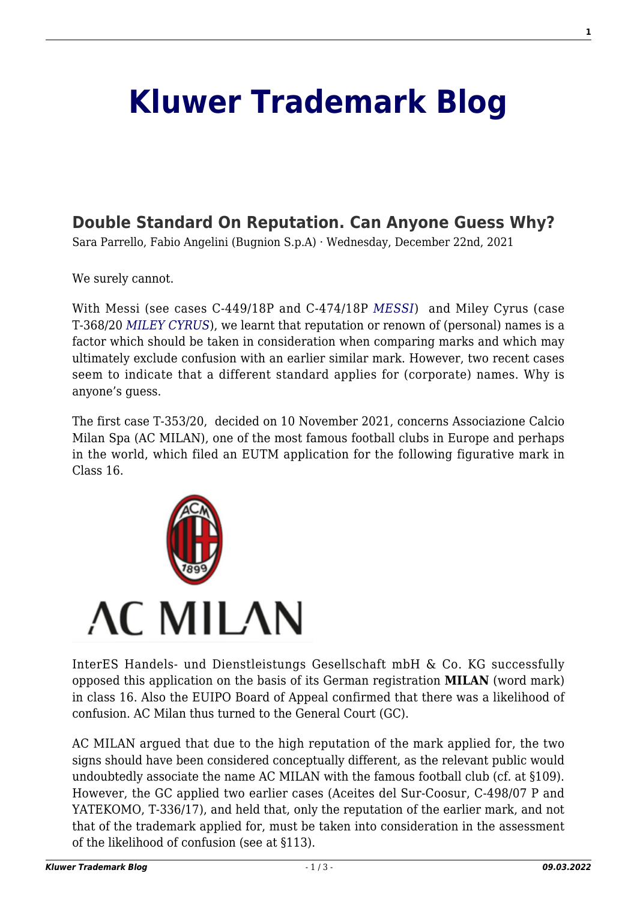# Kluwer Trademark Blog

## Double Standard On Reputation. Can Anyone Guess Why?

Sara Parrello, Fabio Angelini (Bugnion S.p.A) · Wednesday, December 22nd, 2021

We surely cannot.

With Messi (see cases C-449/18P and C-474/18P *MESSI*) and Miley Cyrus (case T-368/20 *MILEY CYRUS*), we learnt that reputation or renown of (personal) names is a factor which should be taken in consideration when comparing marks and which may ultimately exclude confusion with an earlier similar mark. However, two recent cases seem to indicate that a different standard applies for (corporate) names. Why is anyone's guess.

The first case T-353/20, decided on 10 November 2021, concerns Associazione Calcio Milan Spa (AC MILAN), one of the most famous football clubs in Europe and perhaps in the world, which filed an EUTM application for the following figurative mark in Class 16.

InterES Handels- und Dienstleistungs Gesellschaft mbH & Co. KG successfully opposed this application on the basis of its German registration **MILAN** (word mark) in class 16. Also the EUIPO Board of Appeal confirmed that there was a likelihood of confusion. AC Milan thus turned to the General Court (GC).

AC MILAN argued that due to the high reputation of the mark applied for, the two signs should have been considered conceptually different, as the relevant public would undoubtedly associate the name AC MILAN with the famous football club (cf. at §109). However, the GC applied two earlier cases (Aceites del Sur-Coosur, C-498/07 P and YATEKOMO, T-336/17), and held that, only the reputation of the earlier mark, and not that of the trademark applied for, must be taken into consideration in the assessment of the likelihood of confusion (see at §113).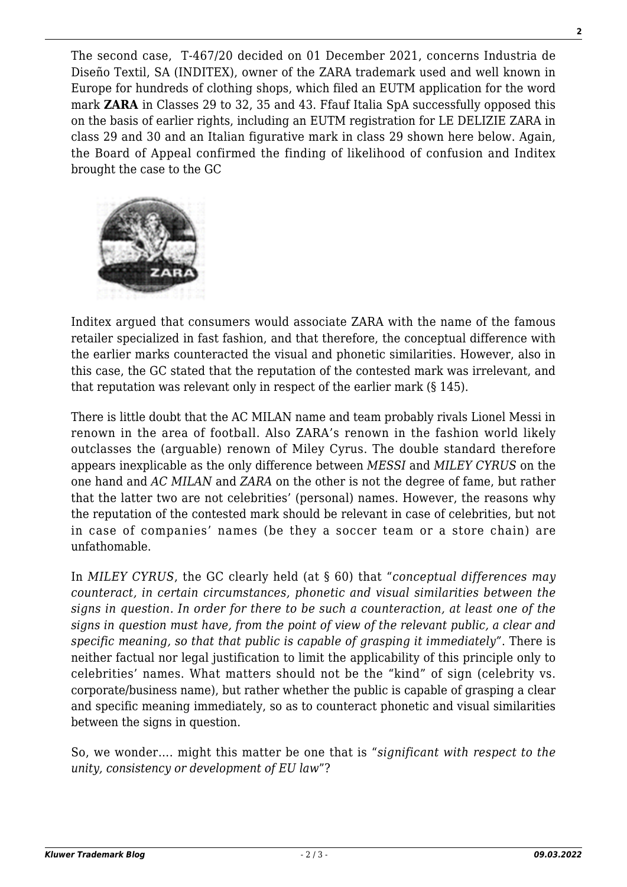The second case, T-467/20 decided on 01 December 2021, concerns Industria de Diseño Textil, SA (INDITEX), owner of the ZARA trademark used and well known in Europe for hundreds of clothing shops, which filed an EUTM application for the word mark **ZARA** in Classes 29 to 32, 35 and 43. Ffauf Italia SpA successfully opposed this on the basis of earlier rights, including an EUTM registration for LE DELIZIE ZARA in class 29 and 30 and an Italian figurative mark in class 29 shown here below. Again, the Board of Appeal confirmed the finding of likelihood of confusion and Inditex brought the case to the GC

Inditex argued that consumers would associate ZARA with the name of the famous retailer specialized in fast fashion, and that therefore, the conceptual difference with the earlier marks counteracted the visual and phonetic similarities. However, also in this case, the GC stated that the reputation of the contested mark was irrelevant, and that reputation was relevant only in respect of the earlier mark (§ 145).

There is little doubt that the AC MILAN name and team probably rivals Lionel Messi in renown in the area of football. Also ZARA's renown in the fashion world likely outclasses the (arguable) renown of Miley Cyrus. The double standard therefore appears inexplicable as the only difference between *MESSI* and *MILEY CYRUS* on the one hand and *AC MILAN* and *ZARA* on the other is not the degree of fame, but rather that the latter two are not celebrities' (personal) names. However, the reasons why the reputation of the contested mark should be relevant in case of celebrities, but not in case of companies' names (be they a soccer team or a store chain) are unfathomable.

In *MILEY CYRUS*, the GC clearly held (at § 60) that "*conceptual differences may counteract, in certain circumstances, phonetic and visual similarities between the signs in question. In order for there to be such a counteraction, at least one of the signs in question must have, from the point of view of the relevant public, a clear and specific meaning, so that that public is capable of grasping it immediately*". There is neither factual nor legal justification to limit the applicability of this principle only to celebrities' names. What matters should not be the "kind" of sign (celebrity vs. corporate/business name), but rather whether the public is capable of grasping a clear and specific meaning immediately, so as to counteract phonetic and visual similarities between the signs in question.

So, we wonder…. might this matter be one that is "*significant with respect to the unity, consistency or development of EU law*"?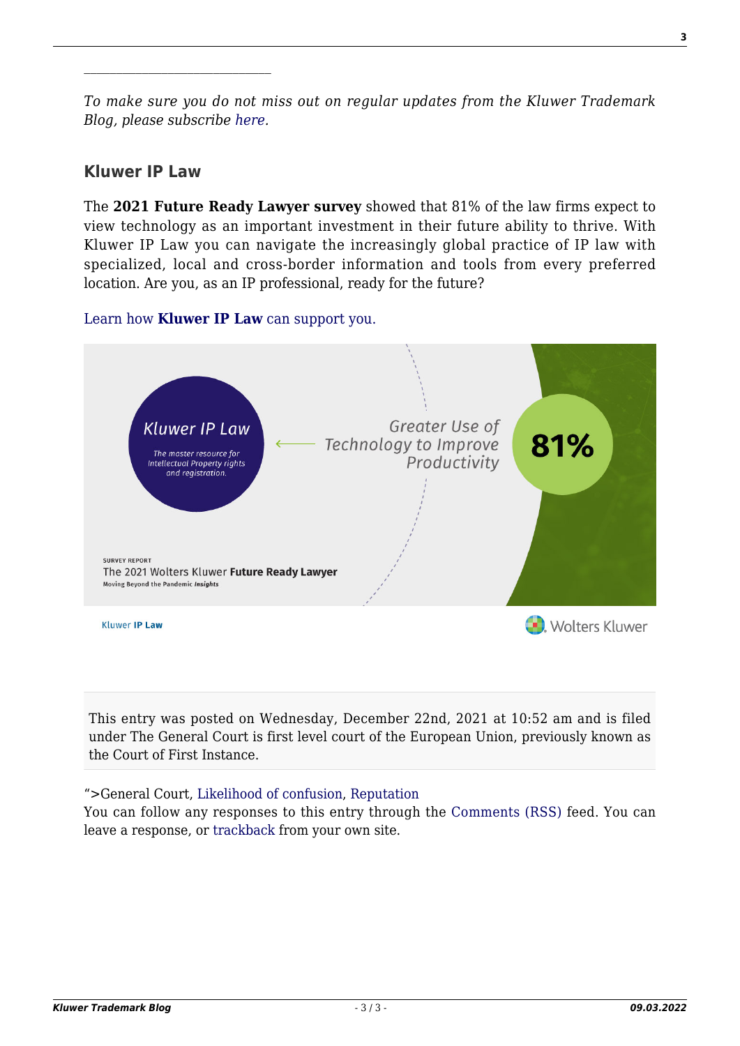---

*To make sure you do not miss out on regular updates from the Kluwer Trademark Blog, please subscribe here.*

## Kluwer IP Law

The **2021 Future Ready Lawyer survey** showed that 81% of the law firms expect to view technology as an important investment in their future ability to thrive. With Kluwer IP Law you can navigate the increasingly global practice of IP law with specialized, local and cross-border information and tools from every preferred location. Are you, as an IP professional, ready for the future?

Learn how **Kluwer IP Law** can support you.

Kluwer IP Law
The master resource for Intellectual Property rights and registration.

Greater Use of Technology to Improve Productivity

81%

SURVEY REPORT
The 2021 Wolters Kluwer **Future Ready Lawyer**
Moving Beyond the Pandemic *Insights*

Kluwer **IP Law**

Wolters Kluwer

This entry was posted on Wednesday, December 22nd, 2021 at 10:52 am and is filed under The General Court is first level court of the European Union, previously known as the Court of First Instance.

">General Court, Likelihood of confusion, Reputation
You can follow any responses to this entry through the Comments (RSS) feed. You can leave a response, or trackback from your own site.